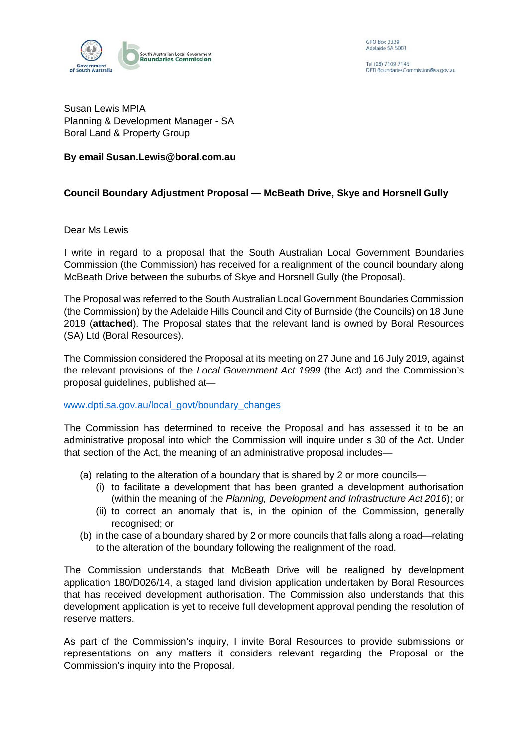Government of South Australia

South Australian Local Government Boundaries Commission

GPO Box 2329
Adelaide SA 5001

Tel (08) 7109 7145
DPTI.BoundariesCommission@sa.gov.au

Susan Lewis MPIA
Planning & Development Manager - SA
Boral Land & Property Group

**By email Susan.Lewis@boral.com.au**

**Council Boundary Adjustment Proposal — McBeath Drive, Skye and Horsnell Gully**

Dear Ms Lewis

I write in regard to a proposal that the South Australian Local Government Boundaries Commission (the Commission) has received for a realignment of the council boundary along McBeath Drive between the suburbs of Skye and Horsnell Gully (the Proposal).

The Proposal was referred to the South Australian Local Government Boundaries Commission (the Commission) by the Adelaide Hills Council and City of Burnside (the Councils) on 18 June 2019 (**attached**). The Proposal states that the relevant land is owned by Boral Resources (SA) Ltd (Boral Resources).

The Commission considered the Proposal at its meeting on 27 June and 16 July 2019, against the relevant provisions of the *Local Government Act 1999* (the Act) and the Commission's proposal guidelines, published at—

www.dpti.sa.gov.au/local_govt/boundary_changes

The Commission has determined to receive the Proposal and has assessed it to be an administrative proposal into which the Commission will inquire under s 30 of the Act. Under that section of the Act, the meaning of an administrative proposal includes—

- (a) relating to the alteration of a boundary that is shared by 2 or more councils—
  - (i) to facilitate a development that has been granted a development authorisation (within the meaning of the *Planning, Development and Infrastructure Act 2016*); or
  - (ii) to correct an anomaly that is, in the opinion of the Commission, generally recognised; or
- (b) in the case of a boundary shared by 2 or more councils that falls along a road—relating to the alteration of the boundary following the realignment of the road.

The Commission understands that McBeath Drive will be realigned by development application 180/D026/14, a staged land division application undertaken by Boral Resources that has received development authorisation. The Commission also understands that this development application is yet to receive full development approval pending the resolution of reserve matters.

As part of the Commission's inquiry, I invite Boral Resources to provide submissions or representations on any matters it considers relevant regarding the Proposal or the Commission's inquiry into the Proposal.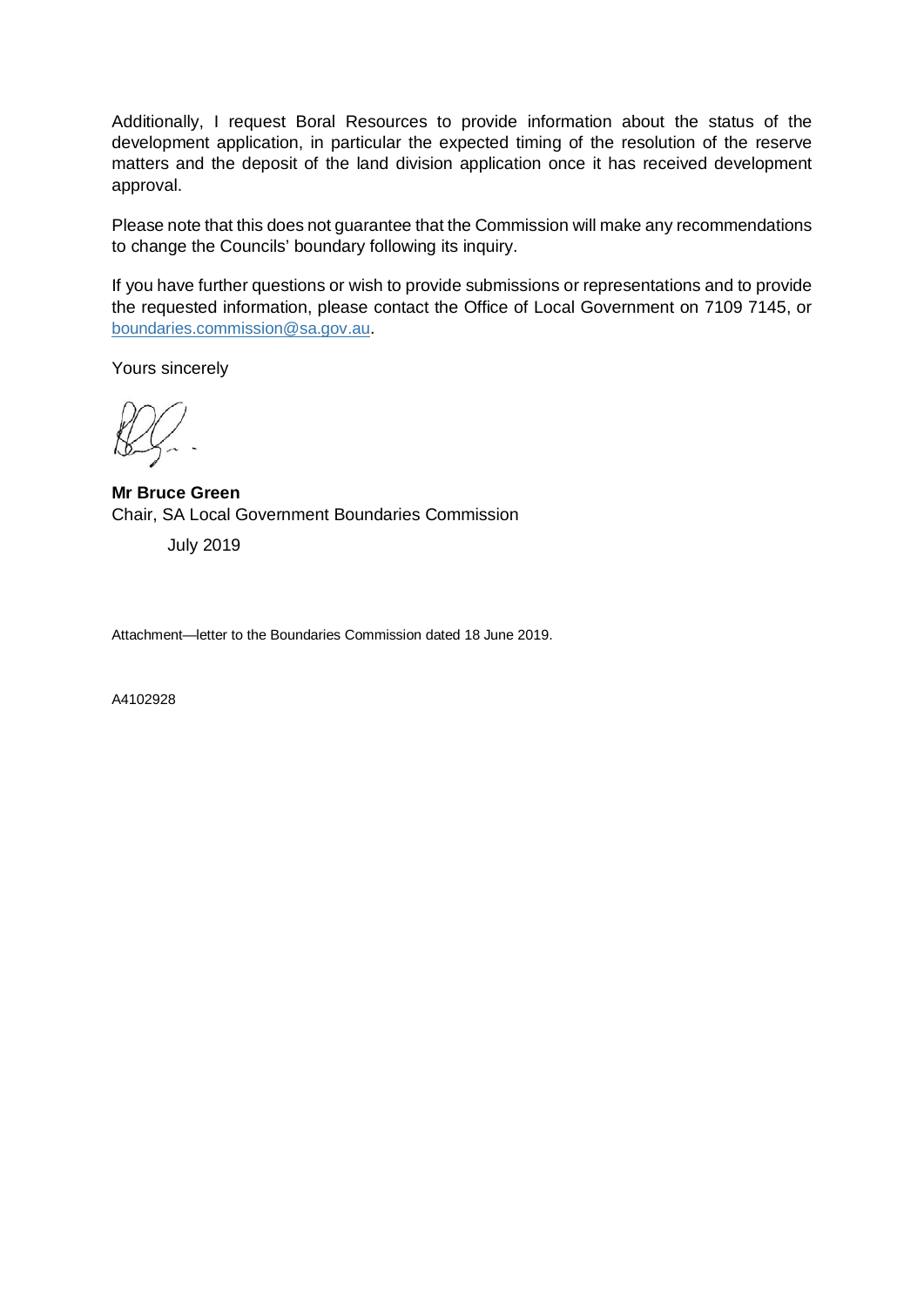Additionally, I request Boral Resources to provide information about the status of the development application, in particular the expected timing of the resolution of the reserve matters and the deposit of the land division application once it has received development approval.

Please note that this does not guarantee that the Commission will make any recommendations to change the Councils' boundary following its inquiry.

If you have further questions or wish to provide submissions or representations and to provide the requested information, please contact the Office of Local Government on 7109 7145, or boundaries.commission@sa.gov.au.

Yours sincerely

**Mr Bruce Green**
Chair, SA Local Government Boundaries Commission

July 2019

Attachment—letter to the Boundaries Commission dated 18 June 2019.

A4102928